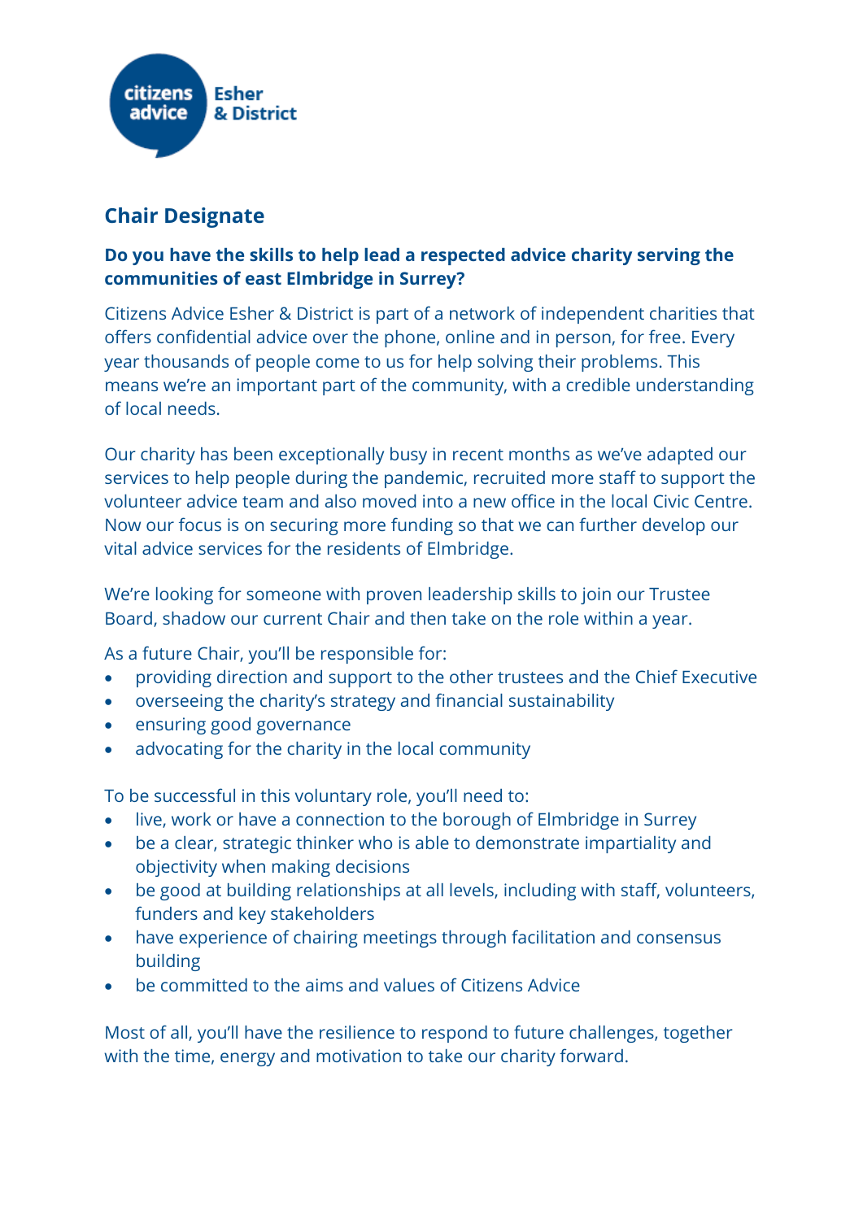citizens advice Esher & District

# Chair Designate

**Do you have the skills to help lead a respected advice charity serving the communities of east Elmbridge in Surrey?**

Citizens Advice Esher & District is part of a network of independent charities that offers confidential advice over the phone, online and in person, for free. Every year thousands of people come to us for help solving their problems. This means we're an important part of the community, with a credible understanding of local needs.

Our charity has been exceptionally busy in recent months as we've adapted our services to help people during the pandemic, recruited more staff to support the volunteer advice team and also moved into a new office in the local Civic Centre. Now our focus is on securing more funding so that we can further develop our vital advice services for the residents of Elmbridge.

We're looking for someone with proven leadership skills to join our Trustee Board, shadow our current Chair and then take on the role within a year.

As a future Chair, you'll be responsible for:

- providing direction and support to the other trustees and the Chief Executive
- overseeing the charity's strategy and financial sustainability
- ensuring good governance
- advocating for the charity in the local community

To be successful in this voluntary role, you'll need to:

- live, work or have a connection to the borough of Elmbridge in Surrey
- be a clear, strategic thinker who is able to demonstrate impartiality and objectivity when making decisions
- be good at building relationships at all levels, including with staff, volunteers, funders and key stakeholders
- have experience of chairing meetings through facilitation and consensus building
- be committed to the aims and values of Citizens Advice

Most of all, you'll have the resilience to respond to future challenges, together with the time, energy and motivation to take our charity forward.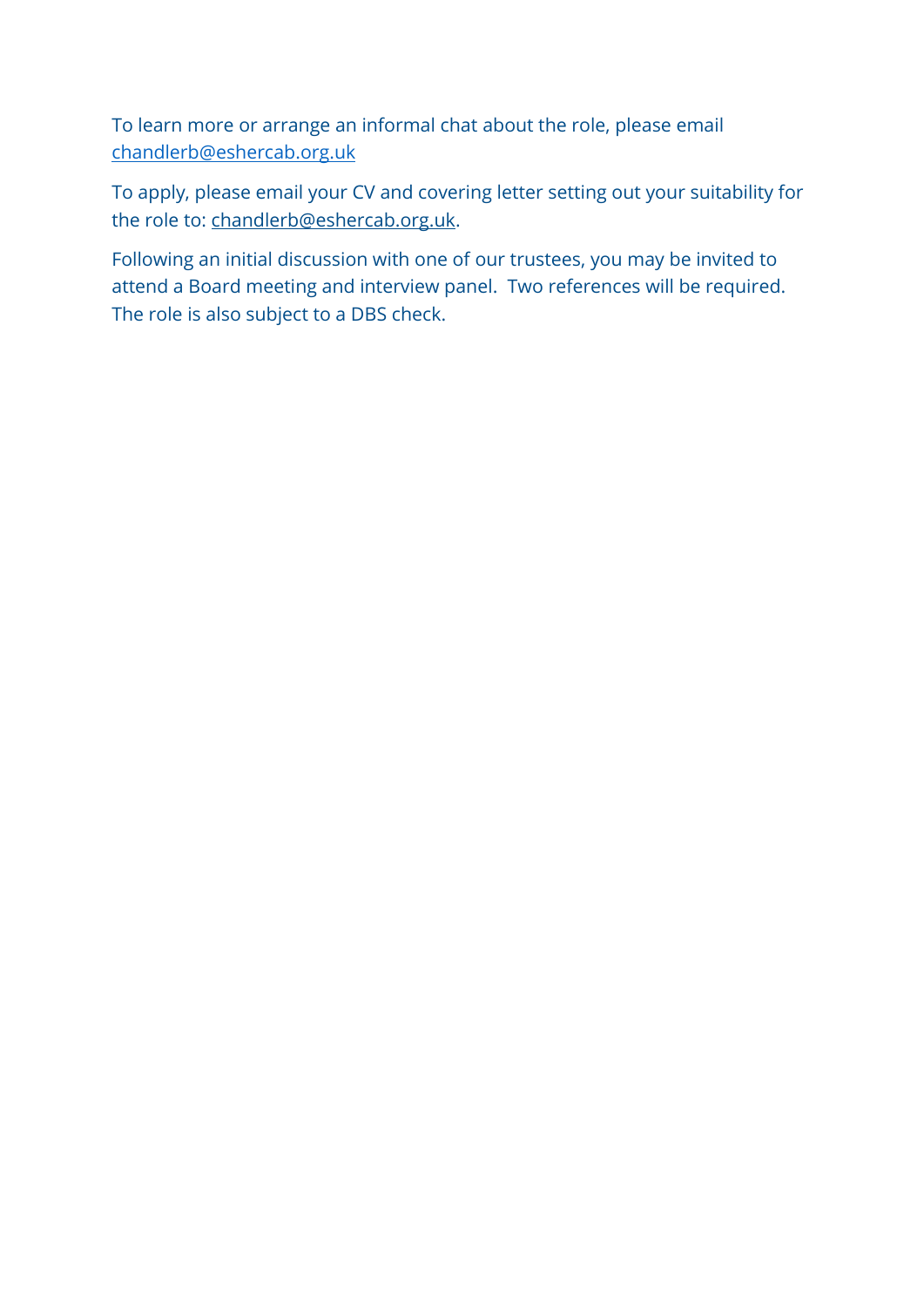To learn more or arrange an informal chat about the role, please email chandlerb@eshercab.org.uk

To apply, please email your CV and covering letter setting out your suitability for the role to: chandlerb@eshercab.org.uk.

Following an initial discussion with one of our trustees, you may be invited to attend a Board meeting and interview panel.  Two references will be required. The role is also subject to a DBS check.